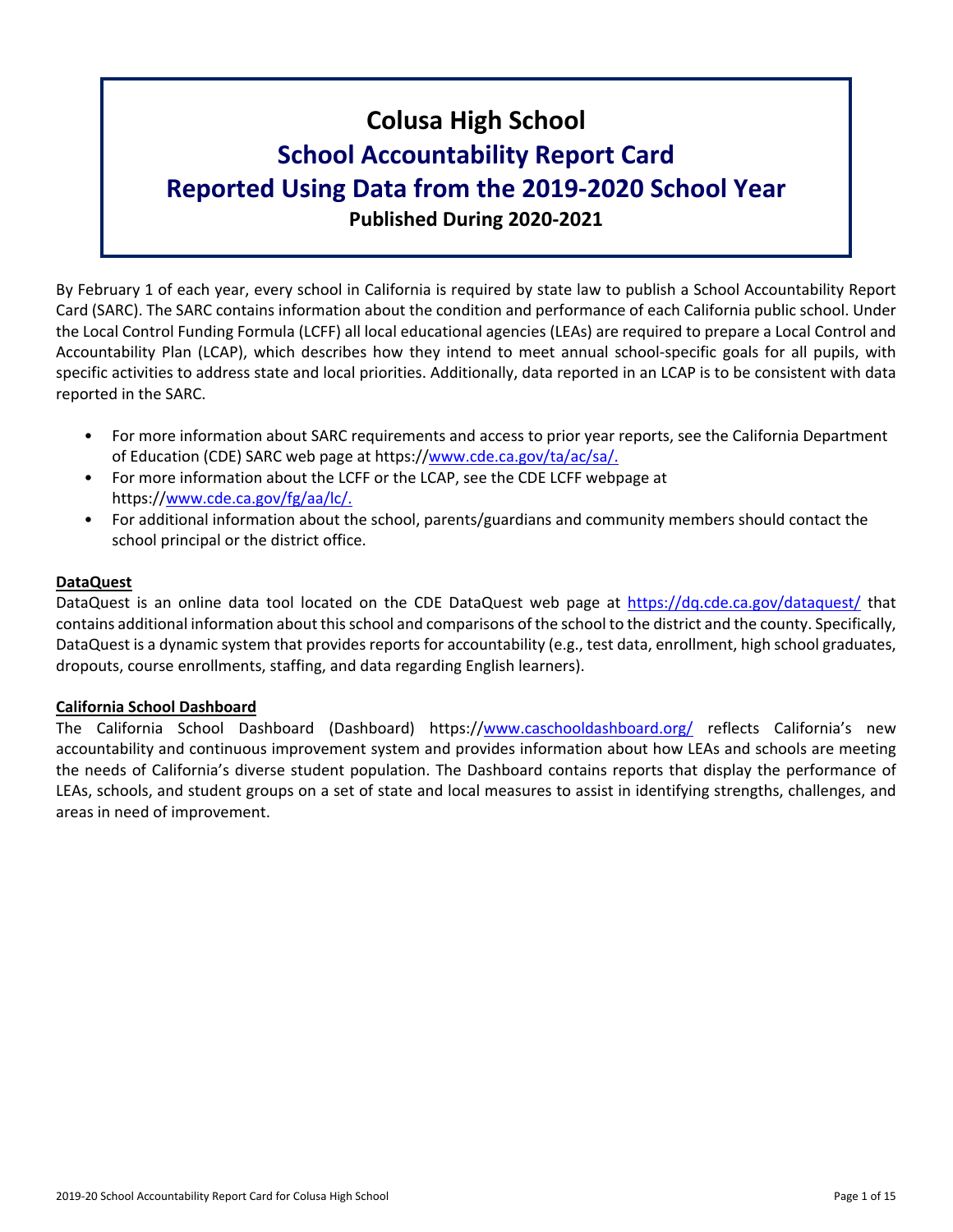# Colusa High School

## School Accountability Report Card

## Reported Using Data from the 2019-2020 School Year

### Published During 2020-2021

By February 1 of each year, every school in California is required by state law to publish a School Accountability Report Card (SARC). The SARC contains information about the condition and performance of each California public school. Under the Local Control Funding Formula (LCFF) all local educational agencies (LEAs) are required to prepare a Local Control and Accountability Plan (LCAP), which describes how they intend to meet annual school-specific goals for all pupils, with specific activities to address state and local priorities. Additionally, data reported in an LCAP is to be consistent with data reported in the SARC.

- For more information about SARC requirements and access to prior year reports, see the California Department of Education (CDE) SARC web page at https://www.cde.ca.gov/ta/ac/sa/.
- For more information about the LCFF or the LCAP, see the CDE LCFF webpage at https://www.cde.ca.gov/fg/aa/lc/.
- For additional information about the school, parents/guardians and community members should contact the school principal or the district office.

**DataQuest**

DataQuest is an online data tool located on the CDE DataQuest web page at https://dq.cde.ca.gov/dataquest/ that contains additional information about this school and comparisons of the school to the district and the county. Specifically, DataQuest is a dynamic system that provides reports for accountability (e.g., test data, enrollment, high school graduates, dropouts, course enrollments, staffing, and data regarding English learners).

**California School Dashboard**

The California School Dashboard (Dashboard) https://www.caschooldashboard.org/ reflects California's new accountability and continuous improvement system and provides information about how LEAs and schools are meeting the needs of California's diverse student population. The Dashboard contains reports that display the performance of LEAs, schools, and student groups on a set of state and local measures to assist in identifying strengths, challenges, and areas in need of improvement.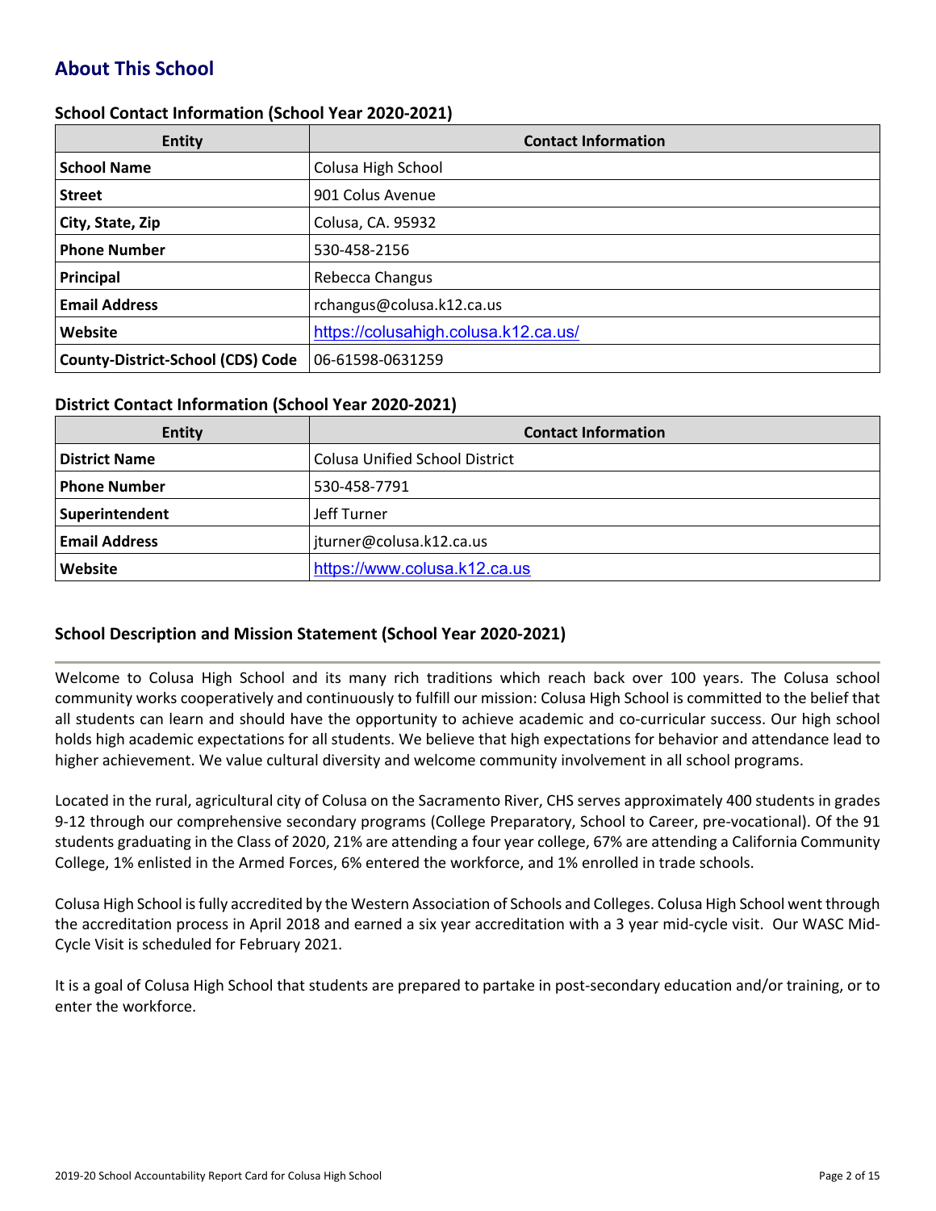## About This School

### School Contact Information (School Year 2020-2021)

| Entity | Contact Information |
|---|---|
| **School Name** | Colusa High School |
| **Street** | 901 Colus Avenue |
| **City, State, Zip** | Colusa, CA. 95932 |
| **Phone Number** | 530-458-2156 |
| **Principal** | Rebecca Changus |
| **Email Address** | rchangus@colusa.k12.ca.us |
| **Website** | https://colusahigh.colusa.k12.ca.us/ |
| **County-District-School (CDS) Code** | 06-61598-0631259 |

### District Contact Information (School Year 2020-2021)

| Entity | Contact Information |
|---|---|
| **District Name** | Colusa Unified School District |
| **Phone Number** | 530-458-7791 |
| **Superintendent** | Jeff Turner |
| **Email Address** | jturner@colusa.k12.ca.us |
| **Website** | https://www.colusa.k12.ca.us |

### School Description and Mission Statement (School Year 2020-2021)

Welcome to Colusa High School and its many rich traditions which reach back over 100 years. The Colusa school community works cooperatively and continuously to fulfill our mission: Colusa High School is committed to the belief that all students can learn and should have the opportunity to achieve academic and co-curricular success. Our high school holds high academic expectations for all students. We believe that high expectations for behavior and attendance lead to higher achievement. We value cultural diversity and welcome community involvement in all school programs.

Located in the rural, agricultural city of Colusa on the Sacramento River, CHS serves approximately 400 students in grades 9-12 through our comprehensive secondary programs (College Preparatory, School to Career, pre-vocational). Of the 91 students graduating in the Class of 2020, 21% are attending a four year college, 67% are attending a California Community College, 1% enlisted in the Armed Forces, 6% entered the workforce, and 1% enrolled in trade schools.

Colusa High School is fully accredited by the Western Association of Schools and Colleges. Colusa High School went through the accreditation process in April 2018 and earned a six year accreditation with a 3 year mid-cycle visit. Our WASC Mid-Cycle Visit is scheduled for February 2021.

It is a goal of Colusa High School that students are prepared to partake in post-secondary education and/or training, or to enter the workforce.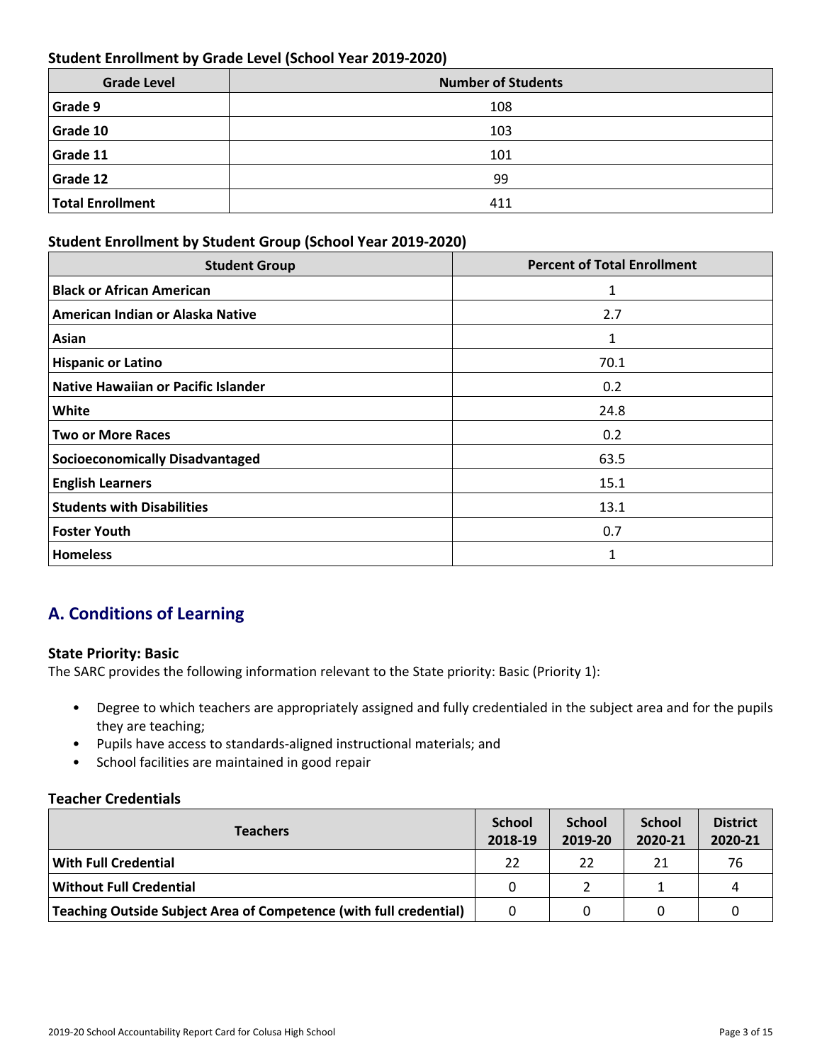### Student Enrollment by Grade Level (School Year 2019-2020)

| Grade Level | Number of Students |
|---|---|
| **Grade 9** | 108 |
| **Grade 10** | 103 |
| **Grade 11** | 101 |
| **Grade 12** | 99 |
| **Total Enrollment** | 411 |

### Student Enrollment by Student Group (School Year 2019-2020)

| Student Group | Percent of Total Enrollment |
|---|---|
| **Black or African American** | 1 |
| **American Indian or Alaska Native** | 2.7 |
| **Asian** | 1 |
| **Hispanic or Latino** | 70.1 |
| **Native Hawaiian or Pacific Islander** | 0.2 |
| **White** | 24.8 |
| **Two or More Races** | 0.2 |
| **Socioeconomically Disadvantaged** | 63.5 |
| **English Learners** | 15.1 |
| **Students with Disabilities** | 13.1 |
| **Foster Youth** | 0.7 |
| **Homeless** | 1 |

## A. Conditions of Learning

### State Priority: Basic

The SARC provides the following information relevant to the State priority: Basic (Priority 1):

- Degree to which teachers are appropriately assigned and fully credentialed in the subject area and for the pupils they are teaching;
- Pupils have access to standards-aligned instructional materials; and
- School facilities are maintained in good repair

### Teacher Credentials

| Teachers | School 2018-19 | School 2019-20 | School 2020-21 | District 2020-21 |
|---|---|---|---|---|
| **With Full Credential** | 22 | 22 | 21 | 76 |
| **Without Full Credential** | 0 | 2 | 1 | 4 |
| **Teaching Outside Subject Area of Competence (with full credential)** | 0 | 0 | 0 | 0 |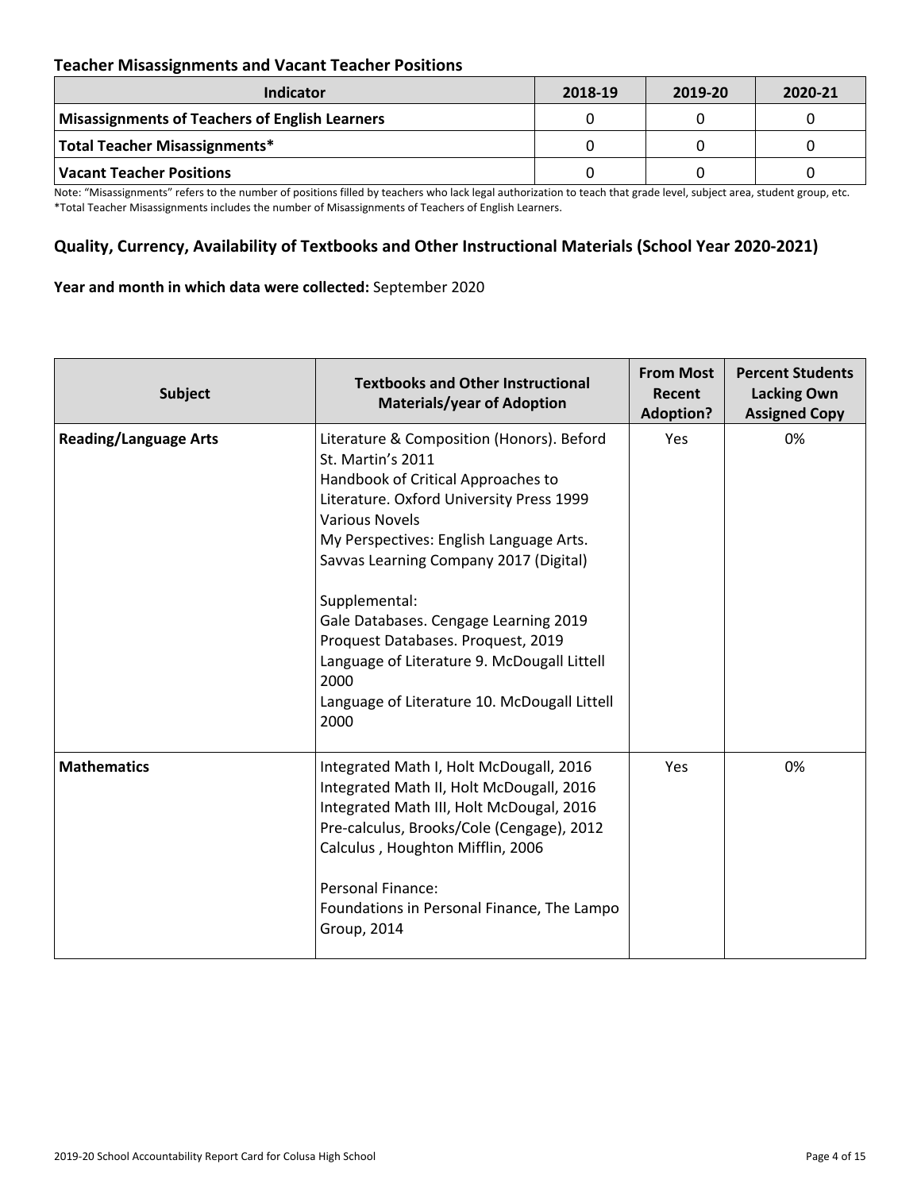### Teacher Misassignments and Vacant Teacher Positions

| Indicator | 2018-19 | 2019-20 | 2020-21 |
| --- | --- | --- | --- |
| **Misassignments of Teachers of English Learners** | 0 | 0 | 0 |
| **Total Teacher Misassignments*** | 0 | 0 | 0 |
| **Vacant Teacher Positions** | 0 | 0 | 0 |

Note: "Misassignments" refers to the number of positions filled by teachers who lack legal authorization to teach that grade level, subject area, student group, etc.
*Total Teacher Misassignments includes the number of Misassignments of Teachers of English Learners.

### Quality, Currency, Availability of Textbooks and Other Instructional Materials (School Year 2020-2021)

**Year and month in which data were collected:** September 2020

| Subject | Textbooks and Other Instructional Materials/year of Adoption | From Most Recent Adoption? | Percent Students Lacking Own Assigned Copy |
| --- | --- | --- | --- |
| **Reading/Language Arts** | Literature & Composition (Honors). Beford St. Martin's 2011<br>Handbook of Critical Approaches to Literature. Oxford University Press 1999<br>Various Novels<br>My Perspectives: English Language Arts. Savvas Learning Company 2017 (Digital)<br><br>Supplemental:<br>Gale Databases. Cengage Learning 2019<br>Proquest Databases. Proquest, 2019<br>Language of Literature 9. McDougall Littell 2000<br>Language of Literature 10. McDougall Littell 2000 | Yes | 0% |
| **Mathematics** | Integrated Math I, Holt McDougall, 2016<br>Integrated Math II, Holt McDougall, 2016<br>Integrated Math III, Holt McDougal, 2016<br>Pre-calculus, Brooks/Cole (Cengage), 2012<br>Calculus , Houghton Mifflin, 2006<br><br>Personal Finance:<br>Foundations in Personal Finance, The Lampo Group, 2014 | Yes | 0% |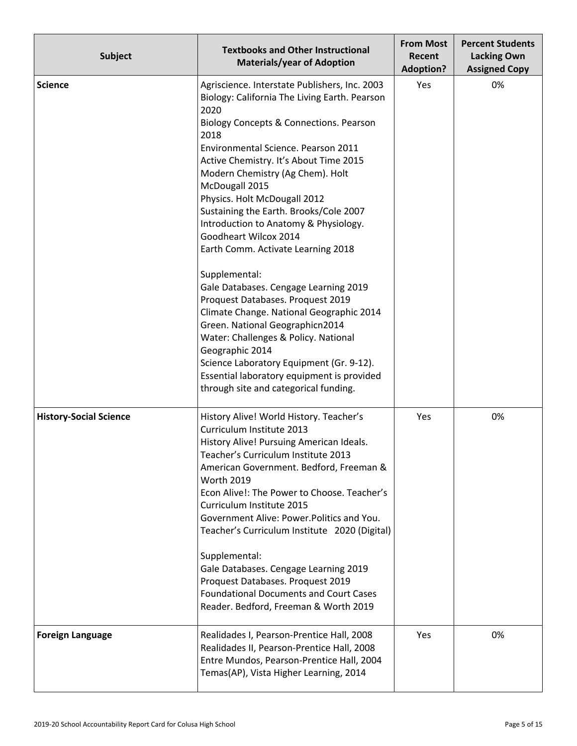| Subject | Textbooks and Other Instructional Materials/year of Adoption | From Most Recent Adoption? | Percent Students Lacking Own Assigned Copy |
|---|---|---|---|
| **Science** | Agriscience. Interstate Publishers, Inc. 2003<br>Biology: California The Living Earth. Pearson 2020<br>Biology Concepts & Connections. Pearson 2018<br>Environmental Science. Pearson 2011<br>Active Chemistry. It's About Time 2015<br>Modern Chemistry (Ag Chem). Holt McDougall 2015<br>Physics. Holt McDougall 2012<br>Sustaining the Earth. Brooks/Cole 2007<br>Introduction to Anatomy & Physiology. Goodheart Wilcox 2014<br>Earth Comm. Activate Learning 2018<br><br>Supplemental:<br>Gale Databases. Cengage Learning 2019<br>Proquest Databases. Proquest 2019<br>Climate Change. National Geographic 2014<br>Green. National Geographicn2014<br>Water: Challenges & Policy. National Geographic 2014<br>Science Laboratory Equipment (Gr. 9-12). Essential laboratory equipment is provided through site and categorical funding. | Yes | 0% |
| **History-Social Science** | History Alive! World History. Teacher's Curriculum Institute 2013<br>History Alive! Pursuing American Ideals. Teacher's Curriculum Institute 2013<br>American Government. Bedford, Freeman & Worth 2019<br>Econ Alive!: The Power to Choose. Teacher's Curriculum Institute 2015<br>Government Alive: Power.Politics and You. Teacher's Curriculum Institute 2020 (Digital)<br><br>Supplemental:<br>Gale Databases. Cengage Learning 2019<br>Proquest Databases. Proquest 2019<br>Foundational Documents and Court Cases Reader. Bedford, Freeman & Worth 2019 | Yes | 0% |
| **Foreign Language** | Realidades I, Pearson-Prentice Hall, 2008<br>Realidades II, Pearson-Prentice Hall, 2008<br>Entre Mundos, Pearson-Prentice Hall, 2004<br>Temas(AP), Vista Higher Learning, 2014 | Yes | 0% |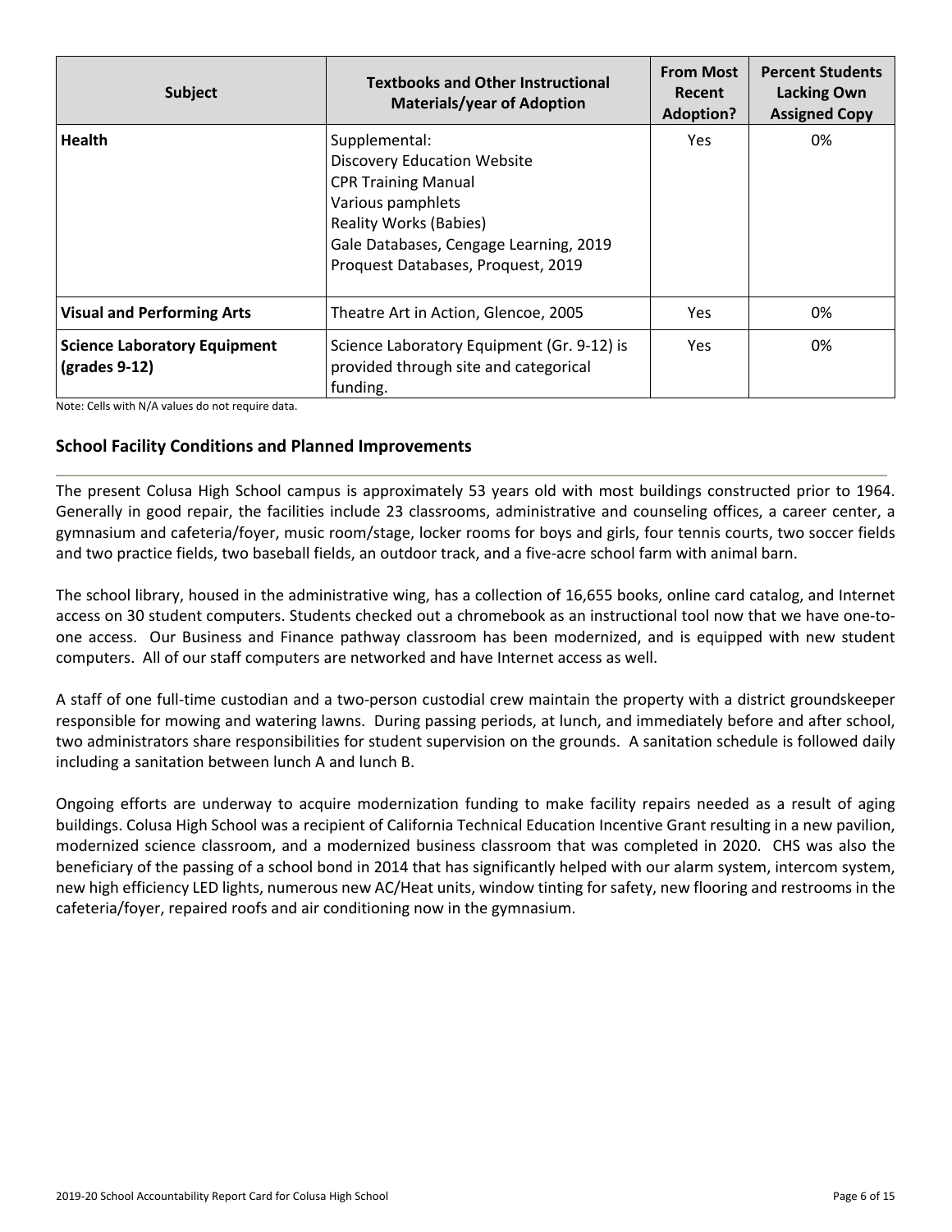| Subject | Textbooks and Other Instructional Materials/year of Adoption | From Most Recent Adoption? | Percent Students Lacking Own Assigned Copy |
|---|---|---|---|
| **Health** | Supplemental:<br>Discovery Education Website<br>CPR Training Manual<br>Various pamphlets<br>Reality Works (Babies)<br>Gale Databases, Cengage Learning, 2019<br>Proquest Databases, Proquest, 2019 | Yes | 0% |
| **Visual and Performing Arts** | Theatre Art in Action, Glencoe, 2005 | Yes | 0% |
| **Science Laboratory Equipment (grades 9-12)** | Science Laboratory Equipment (Gr. 9-12) is provided through site and categorical funding. | Yes | 0% |

Note: Cells with N/A values do not require data.

## School Facility Conditions and Planned Improvements

The present Colusa High School campus is approximately 53 years old with most buildings constructed prior to 1964. Generally in good repair, the facilities include 23 classrooms, administrative and counseling offices, a career center, a gymnasium and cafeteria/foyer, music room/stage, locker rooms for boys and girls, four tennis courts, two soccer fields and two practice fields, two baseball fields, an outdoor track, and a five-acre school farm with animal barn.

The school library, housed in the administrative wing, has a collection of 16,655 books, online card catalog, and Internet access on 30 student computers. Students checked out a chromebook as an instructional tool now that we have one-to-one access. Our Business and Finance pathway classroom has been modernized, and is equipped with new student computers. All of our staff computers are networked and have Internet access as well.

A staff of one full-time custodian and a two-person custodial crew maintain the property with a district groundskeeper responsible for mowing and watering lawns. During passing periods, at lunch, and immediately before and after school, two administrators share responsibilities for student supervision on the grounds. A sanitation schedule is followed daily including a sanitation between lunch A and lunch B.

Ongoing efforts are underway to acquire modernization funding to make facility repairs needed as a result of aging buildings. Colusa High School was a recipient of California Technical Education Incentive Grant resulting in a new pavilion, modernized science classroom, and a modernized business classroom that was completed in 2020. CHS was also the beneficiary of the passing of a school bond in 2014 that has significantly helped with our alarm system, intercom system, new high efficiency LED lights, numerous new AC/Heat units, window tinting for safety, new flooring and restrooms in the cafeteria/foyer, repaired roofs and air conditioning now in the gymnasium.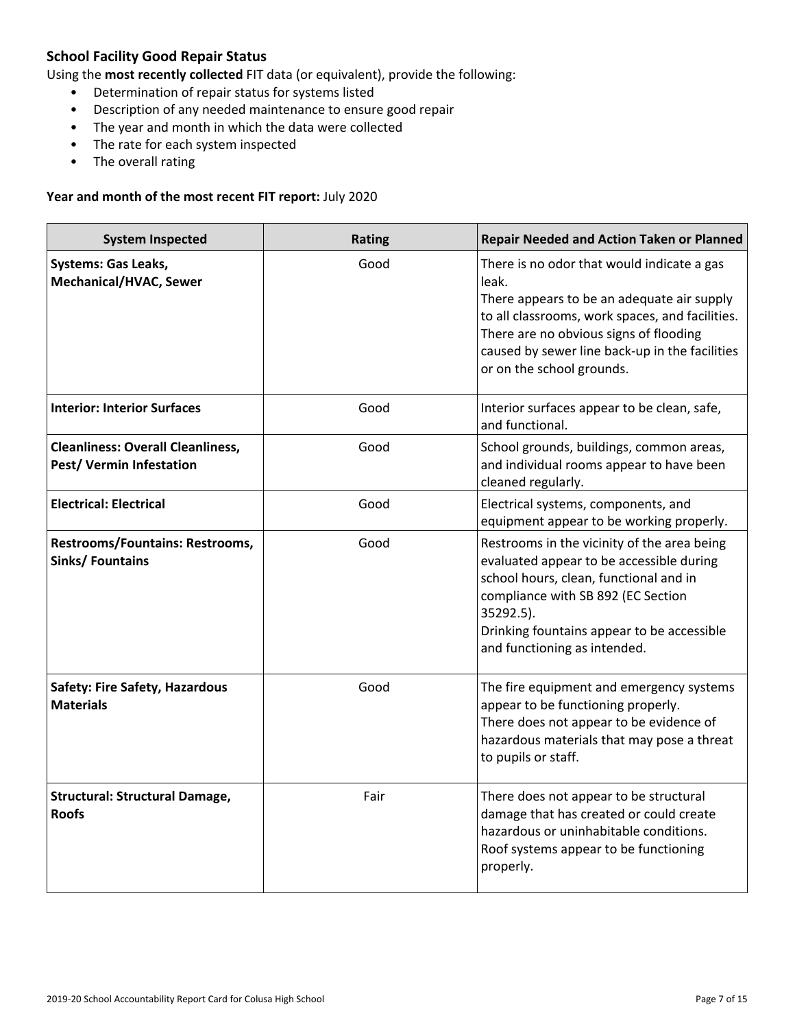### School Facility Good Repair Status

Using the **most recently collected** FIT data (or equivalent), provide the following:

- Determination of repair status for systems listed
- Description of any needed maintenance to ensure good repair
- The year and month in which the data were collected
- The rate for each system inspected
- The overall rating

**Year and month of the most recent FIT report:** July 2020

| System Inspected | Rating | Repair Needed and Action Taken or Planned |
|---|---|---|
| **Systems: Gas Leaks, Mechanical/HVAC, Sewer** | Good | There is no odor that would indicate a gas leak.<br>There appears to be an adequate air supply to all classrooms, work spaces, and facilities.<br>There are no obvious signs of flooding caused by sewer line back-up in the facilities or on the school grounds. |
| **Interior: Interior Surfaces** | Good | Interior surfaces appear to be clean, safe, and functional. |
| **Cleanliness: Overall Cleanliness, Pest/ Vermin Infestation** | Good | School grounds, buildings, common areas, and individual rooms appear to have been cleaned regularly. |
| **Electrical: Electrical** | Good | Electrical systems, components, and equipment appear to be working properly. |
| **Restrooms/Fountains: Restrooms, Sinks/ Fountains** | Good | Restrooms in the vicinity of the area being evaluated appear to be accessible during school hours, clean, functional and in compliance with SB 892 (EC Section 35292.5).<br>Drinking fountains appear to be accessible and functioning as intended. |
| **Safety: Fire Safety, Hazardous Materials** | Good | The fire equipment and emergency systems appear to be functioning properly.<br>There does not appear to be evidence of hazardous materials that may pose a threat to pupils or staff. |
| **Structural: Structural Damage, Roofs** | Fair | There does not appear to be structural damage that has created or could create hazardous or uninhabitable conditions.<br>Roof systems appear to be functioning properly. |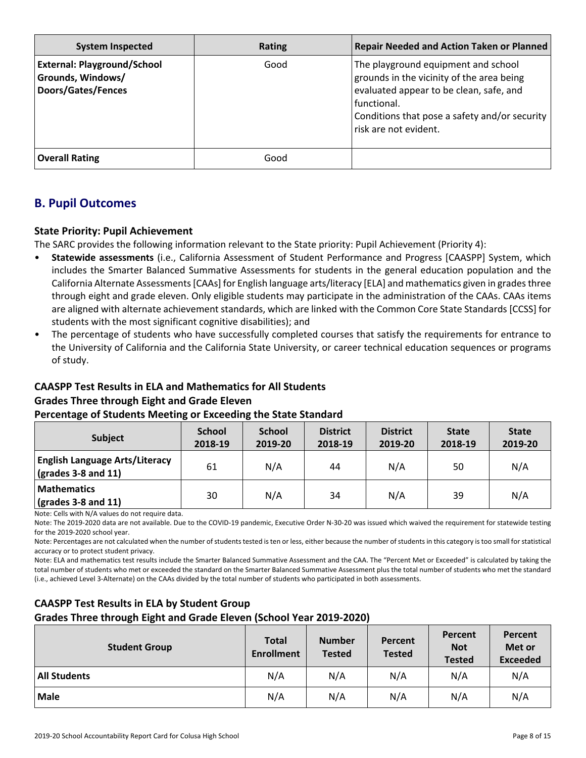| System Inspected | Rating | Repair Needed and Action Taken or Planned |
|---|---|---|
| **External: Playground/School Grounds, Windows/ Doors/Gates/Fences** | Good | The playground equipment and school grounds in the vicinity of the area being evaluated appear to be clean, safe, and functional.<br>Conditions that pose a safety and/or security risk are not evident. |
| **Overall Rating** | Good | |

## B. Pupil Outcomes

### State Priority: Pupil Achievement

The SARC provides the following information relevant to the State priority: Pupil Achievement (Priority 4):

- **Statewide assessments** (i.e., California Assessment of Student Performance and Progress [CAASPP] System, which includes the Smarter Balanced Summative Assessments for students in the general education population and the California Alternate Assessments [CAAs] for English language arts/literacy [ELA] and mathematics given in grades three through eight and grade eleven. Only eligible students may participate in the administration of the CAAs. CAAs items are aligned with alternate achievement standards, which are linked with the Common Core State Standards [CCSS] for students with the most significant cognitive disabilities); and
- The percentage of students who have successfully completed courses that satisfy the requirements for entrance to the University of California and the California State University, or career technical education sequences or programs of study.

### CAASPP Test Results in ELA and Mathematics for All Students
### Grades Three through Eight and Grade Eleven
### Percentage of Students Meeting or Exceeding the State Standard

| Subject | School 2018-19 | School 2019-20 | District 2018-19 | District 2019-20 | State 2018-19 | State 2019-20 |
|---|---|---|---|---|---|---|
| **English Language Arts/Literacy (grades 3-8 and 11)** | 61 | N/A | 44 | N/A | 50 | N/A |
| **Mathematics (grades 3-8 and 11)** | 30 | N/A | 34 | N/A | 39 | N/A |

Note: Cells with N/A values do not require data.

Note: The 2019-2020 data are not available. Due to the COVID-19 pandemic, Executive Order N-30-20 was issued which waived the requirement for statewide testing for the 2019-2020 school year.

Note: Percentages are not calculated when the number of students tested is ten or less, either because the number of students in this category is too small for statistical accuracy or to protect student privacy.

Note: ELA and mathematics test results include the Smarter Balanced Summative Assessment and the CAA. The "Percent Met or Exceeded" is calculated by taking the total number of students who met or exceeded the standard on the Smarter Balanced Summative Assessment plus the total number of students who met the standard (i.e., achieved Level 3-Alternate) on the CAAs divided by the total number of students who participated in both assessments.

### CAASPP Test Results in ELA by Student Group
### Grades Three through Eight and Grade Eleven (School Year 2019-2020)

| Student Group | Total Enrollment | Number Tested | Percent Tested | Percent Not Tested | Percent Met or Exceeded |
|---|---|---|---|---|---|
| **All Students** | N/A | N/A | N/A | N/A | N/A |
| **Male** | N/A | N/A | N/A | N/A | N/A |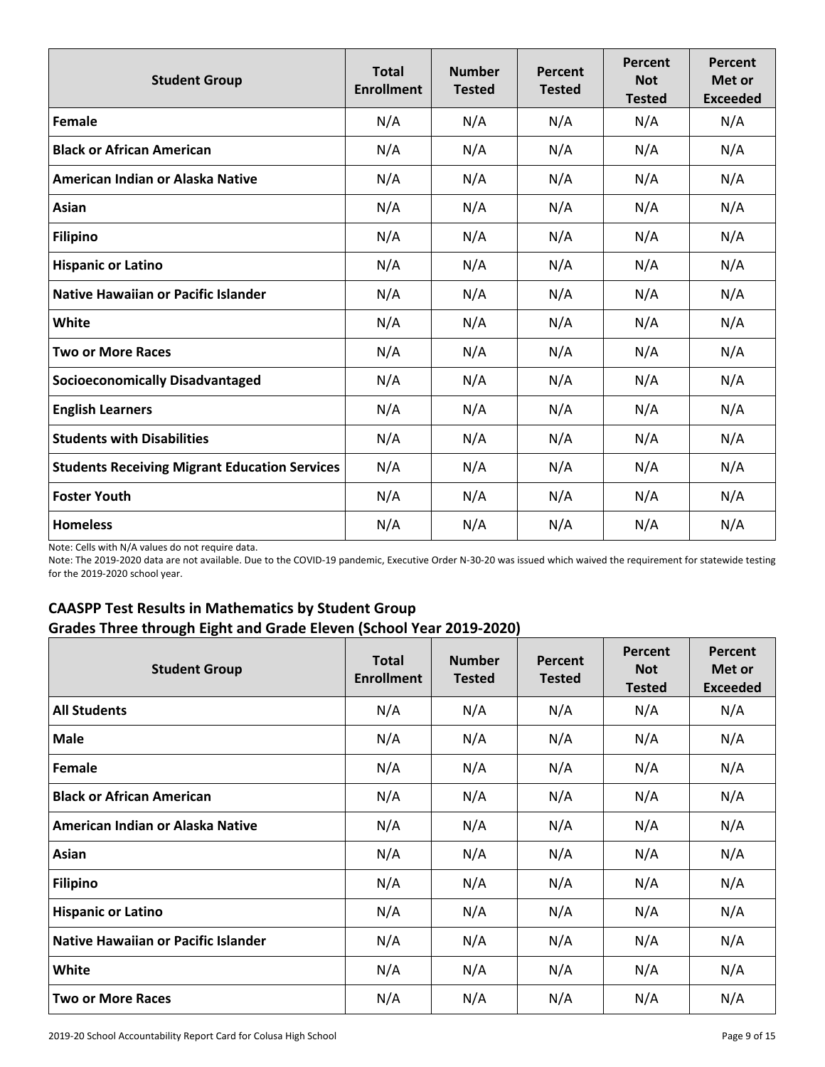| Student Group | Total Enrollment | Number Tested | Percent Tested | Percent Not Tested | Percent Met or Exceeded |
|---|---|---|---|---|---|
| Female | N/A | N/A | N/A | N/A | N/A |
| Black or African American | N/A | N/A | N/A | N/A | N/A |
| American Indian or Alaska Native | N/A | N/A | N/A | N/A | N/A |
| Asian | N/A | N/A | N/A | N/A | N/A |
| Filipino | N/A | N/A | N/A | N/A | N/A |
| Hispanic or Latino | N/A | N/A | N/A | N/A | N/A |
| Native Hawaiian or Pacific Islander | N/A | N/A | N/A | N/A | N/A |
| White | N/A | N/A | N/A | N/A | N/A |
| Two or More Races | N/A | N/A | N/A | N/A | N/A |
| Socioeconomically Disadvantaged | N/A | N/A | N/A | N/A | N/A |
| English Learners | N/A | N/A | N/A | N/A | N/A |
| Students with Disabilities | N/A | N/A | N/A | N/A | N/A |
| Students Receiving Migrant Education Services | N/A | N/A | N/A | N/A | N/A |
| Foster Youth | N/A | N/A | N/A | N/A | N/A |
| Homeless | N/A | N/A | N/A | N/A | N/A |

Note: Cells with N/A values do not require data.

Note: The 2019-2020 data are not available. Due to the COVID-19 pandemic, Executive Order N-30-20 was issued which waived the requirement for statewide testing for the 2019-2020 school year.

### CAASPP Test Results in Mathematics by Student Group
### Grades Three through Eight and Grade Eleven (School Year 2019-2020)

| Student Group | Total Enrollment | Number Tested | Percent Tested | Percent Not Tested | Percent Met or Exceeded |
|---|---|---|---|---|---|
| All Students | N/A | N/A | N/A | N/A | N/A |
| Male | N/A | N/A | N/A | N/A | N/A |
| Female | N/A | N/A | N/A | N/A | N/A |
| Black or African American | N/A | N/A | N/A | N/A | N/A |
| American Indian or Alaska Native | N/A | N/A | N/A | N/A | N/A |
| Asian | N/A | N/A | N/A | N/A | N/A |
| Filipino | N/A | N/A | N/A | N/A | N/A |
| Hispanic or Latino | N/A | N/A | N/A | N/A | N/A |
| Native Hawaiian or Pacific Islander | N/A | N/A | N/A | N/A | N/A |
| White | N/A | N/A | N/A | N/A | N/A |
| Two or More Races | N/A | N/A | N/A | N/A | N/A |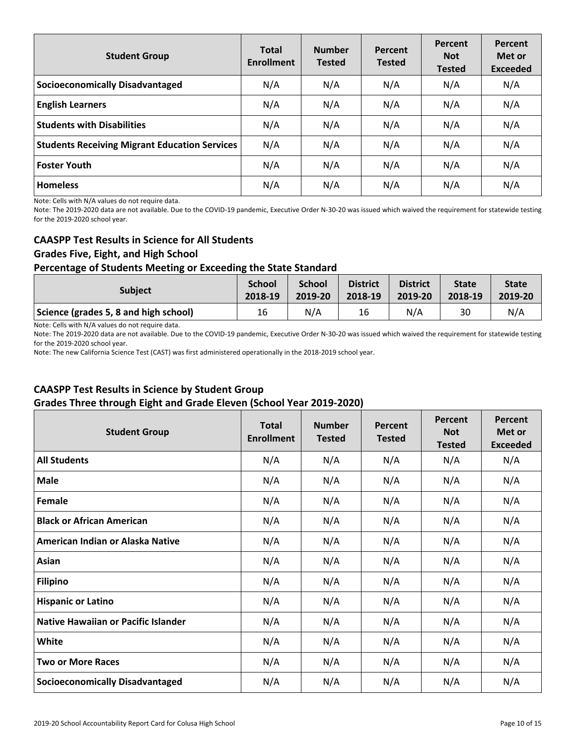| Student Group | Total Enrollment | Number Tested | Percent Tested | Percent Not Tested | Percent Met or Exceeded |
|---|---|---|---|---|---|
| Socioeconomically Disadvantaged | N/A | N/A | N/A | N/A | N/A |
| English Learners | N/A | N/A | N/A | N/A | N/A |
| Students with Disabilities | N/A | N/A | N/A | N/A | N/A |
| Students Receiving Migrant Education Services | N/A | N/A | N/A | N/A | N/A |
| Foster Youth | N/A | N/A | N/A | N/A | N/A |
| Homeless | N/A | N/A | N/A | N/A | N/A |

Note: Cells with N/A values do not require data.

Note: The 2019-2020 data are not available. Due to the COVID-19 pandemic, Executive Order N-30-20 was issued which waived the requirement for statewide testing for the 2019-2020 school year.

### CAASPP Test Results in Science for All Students
### Grades Five, Eight, and High School
### Percentage of Students Meeting or Exceeding the State Standard

| Subject | School 2018-19 | School 2019-20 | District 2018-19 | District 2019-20 | State 2018-19 | State 2019-20 |
|---|---|---|---|---|---|---|
| Science (grades 5, 8 and high school) | 16 | N/A | 16 | N/A | 30 | N/A |

Note: Cells with N/A values do not require data.

Note: The 2019-2020 data are not available. Due to the COVID-19 pandemic, Executive Order N-30-20 was issued which waived the requirement for statewide testing for the 2019-2020 school year.

Note: The new California Science Test (CAST) was first administered operationally in the 2018-2019 school year.

### CAASPP Test Results in Science by Student Group
### Grades Three through Eight and Grade Eleven (School Year 2019-2020)

| Student Group | Total Enrollment | Number Tested | Percent Tested | Percent Not Tested | Percent Met or Exceeded |
|---|---|---|---|---|---|
| All Students | N/A | N/A | N/A | N/A | N/A |
| Male | N/A | N/A | N/A | N/A | N/A |
| Female | N/A | N/A | N/A | N/A | N/A |
| Black or African American | N/A | N/A | N/A | N/A | N/A |
| American Indian or Alaska Native | N/A | N/A | N/A | N/A | N/A |
| Asian | N/A | N/A | N/A | N/A | N/A |
| Filipino | N/A | N/A | N/A | N/A | N/A |
| Hispanic or Latino | N/A | N/A | N/A | N/A | N/A |
| Native Hawaiian or Pacific Islander | N/A | N/A | N/A | N/A | N/A |
| White | N/A | N/A | N/A | N/A | N/A |
| Two or More Races | N/A | N/A | N/A | N/A | N/A |
| Socioeconomically Disadvantaged | N/A | N/A | N/A | N/A | N/A |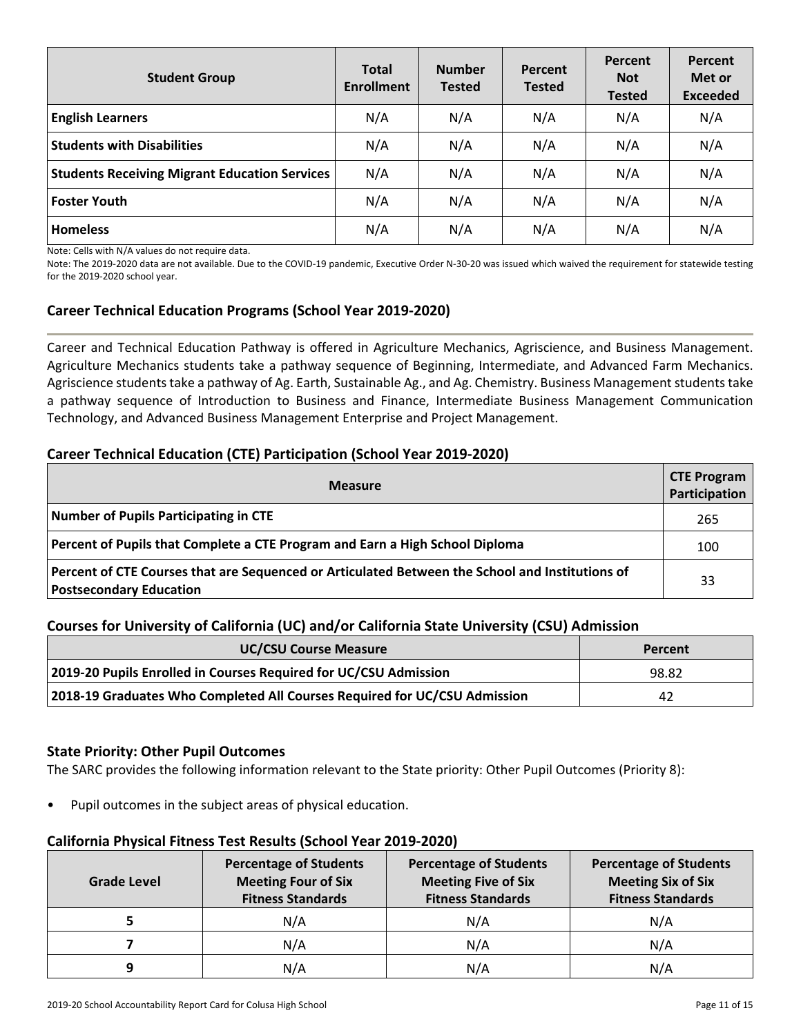| Student Group | Total Enrollment | Number Tested | Percent Tested | Percent Not Tested | Percent Met or Exceeded |
|---|---|---|---|---|---|
| **English Learners** | N/A | N/A | N/A | N/A | N/A |
| **Students with Disabilities** | N/A | N/A | N/A | N/A | N/A |
| **Students Receiving Migrant Education Services** | N/A | N/A | N/A | N/A | N/A |
| **Foster Youth** | N/A | N/A | N/A | N/A | N/A |
| **Homeless** | N/A | N/A | N/A | N/A | N/A |

Note: Cells with N/A values do not require data.

Note: The 2019-2020 data are not available. Due to the COVID-19 pandemic, Executive Order N-30-20 was issued which waived the requirement for statewide testing for the 2019-2020 school year.

## Career Technical Education Programs (School Year 2019-2020)

Career and Technical Education Pathway is offered in Agriculture Mechanics, Agriscience, and Business Management. Agriculture Mechanics students take a pathway sequence of Beginning, Intermediate, and Advanced Farm Mechanics. Agriscience students take a pathway of Ag. Earth, Sustainable Ag., and Ag. Chemistry. Business Management students take a pathway sequence of Introduction to Business and Finance, Intermediate Business Management Communication Technology, and Advanced Business Management Enterprise and Project Management.

## Career Technical Education (CTE) Participation (School Year 2019-2020)

| Measure | CTE Program Participation |
|---|---|
| **Number of Pupils Participating in CTE** | 265 |
| **Percent of Pupils that Complete a CTE Program and Earn a High School Diploma** | 100 |
| **Percent of CTE Courses that are Sequenced or Articulated Between the School and Institutions of Postsecondary Education** | 33 |

## Courses for University of California (UC) and/or California State University (CSU) Admission

| UC/CSU Course Measure | Percent |
|---|---|
| **2019-20 Pupils Enrolled in Courses Required for UC/CSU Admission** | 98.82 |
| **2018-19 Graduates Who Completed All Courses Required for UC/CSU Admission** | 42 |

## State Priority: Other Pupil Outcomes

The SARC provides the following information relevant to the State priority: Other Pupil Outcomes (Priority 8):

- Pupil outcomes in the subject areas of physical education.

## California Physical Fitness Test Results (School Year 2019-2020)

| Grade Level | Percentage of Students Meeting Four of Six Fitness Standards | Percentage of Students Meeting Five of Six Fitness Standards | Percentage of Students Meeting Six of Six Fitness Standards |
|---|---|---|---|
| **5** | N/A | N/A | N/A |
| **7** | N/A | N/A | N/A |
| **9** | N/A | N/A | N/A |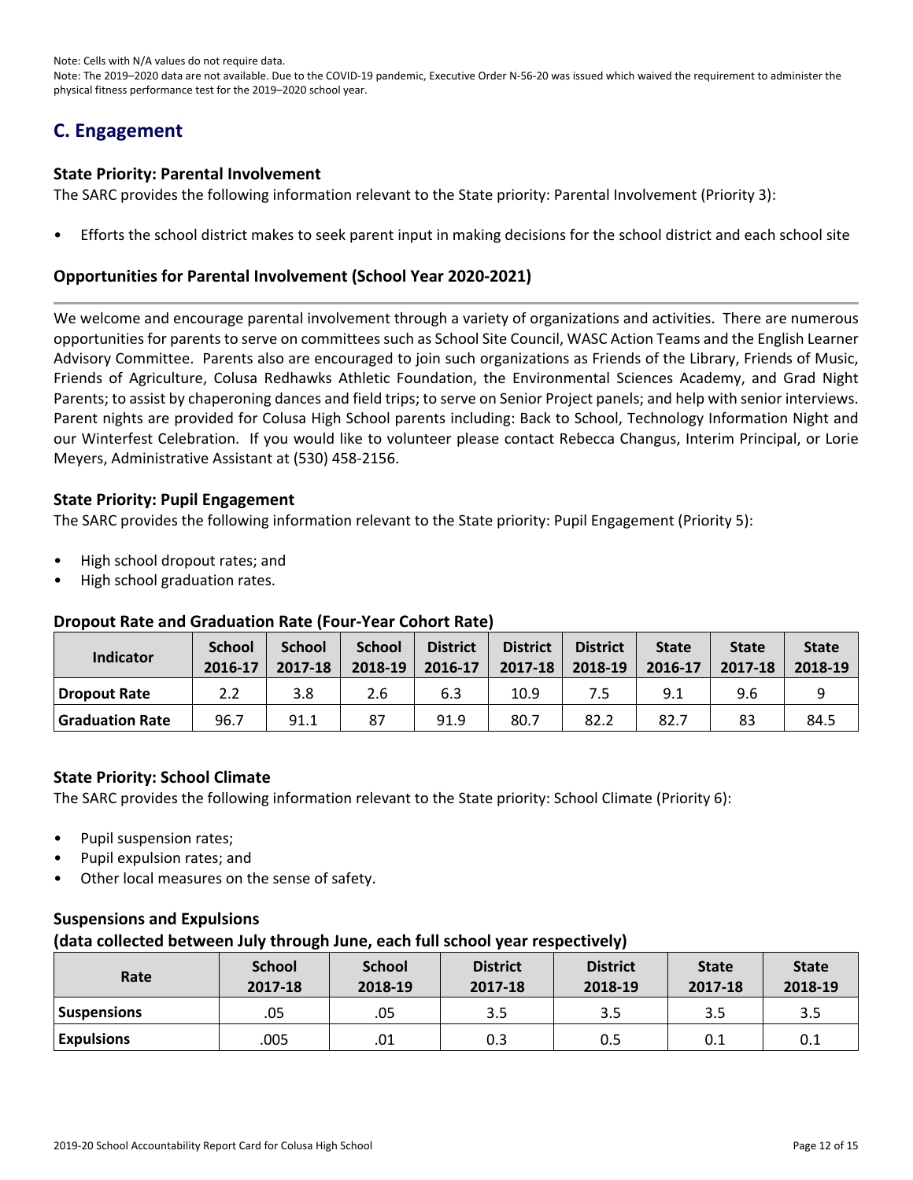Note: Cells with N/A values do not require data.

Note: The 2019–2020 data are not available. Due to the COVID-19 pandemic, Executive Order N-56-20 was issued which waived the requirement to administer the physical fitness performance test for the 2019–2020 school year.

## C. Engagement

### State Priority: Parental Involvement

The SARC provides the following information relevant to the State priority: Parental Involvement (Priority 3):

- Efforts the school district makes to seek parent input in making decisions for the school district and each school site

### Opportunities for Parental Involvement (School Year 2020-2021)

We welcome and encourage parental involvement through a variety of organizations and activities. There are numerous opportunities for parents to serve on committees such as School Site Council, WASC Action Teams and the English Learner Advisory Committee. Parents also are encouraged to join such organizations as Friends of the Library, Friends of Music, Friends of Agriculture, Colusa Redhawks Athletic Foundation, the Environmental Sciences Academy, and Grad Night Parents; to assist by chaperoning dances and field trips; to serve on Senior Project panels; and help with senior interviews. Parent nights are provided for Colusa High School parents including: Back to School, Technology Information Night and our Winterfest Celebration. If you would like to volunteer please contact Rebecca Changus, Interim Principal, or Lorie Meyers, Administrative Assistant at (530) 458-2156.

### State Priority: Pupil Engagement

The SARC provides the following information relevant to the State priority: Pupil Engagement (Priority 5):

- High school dropout rates; and
- High school graduation rates.

### Dropout Rate and Graduation Rate (Four-Year Cohort Rate)

| Indicator | School 2016-17 | School 2017-18 | School 2018-19 | District 2016-17 | District 2017-18 | District 2018-19 | State 2016-17 | State 2017-18 | State 2018-19 |
|---|---|---|---|---|---|---|---|---|---|
| Dropout Rate | 2.2 | 3.8 | 2.6 | 6.3 | 10.9 | 7.5 | 9.1 | 9.6 | 9 |
| Graduation Rate | 96.7 | 91.1 | 87 | 91.9 | 80.7 | 82.2 | 82.7 | 83 | 84.5 |

### State Priority: School Climate

The SARC provides the following information relevant to the State priority: School Climate (Priority 6):

- Pupil suspension rates;
- Pupil expulsion rates; and
- Other local measures on the sense of safety.

### Suspensions and Expulsions
### (data collected between July through June, each full school year respectively)

| Rate | School 2017-18 | School 2018-19 | District 2017-18 | District 2018-19 | State 2017-18 | State 2018-19 |
|---|---|---|---|---|---|---|
| Suspensions | .05 | .05 | 3.5 | 3.5 | 3.5 | 3.5 |
| Expulsions | .005 | .01 | 0.3 | 0.5 | 0.1 | 0.1 |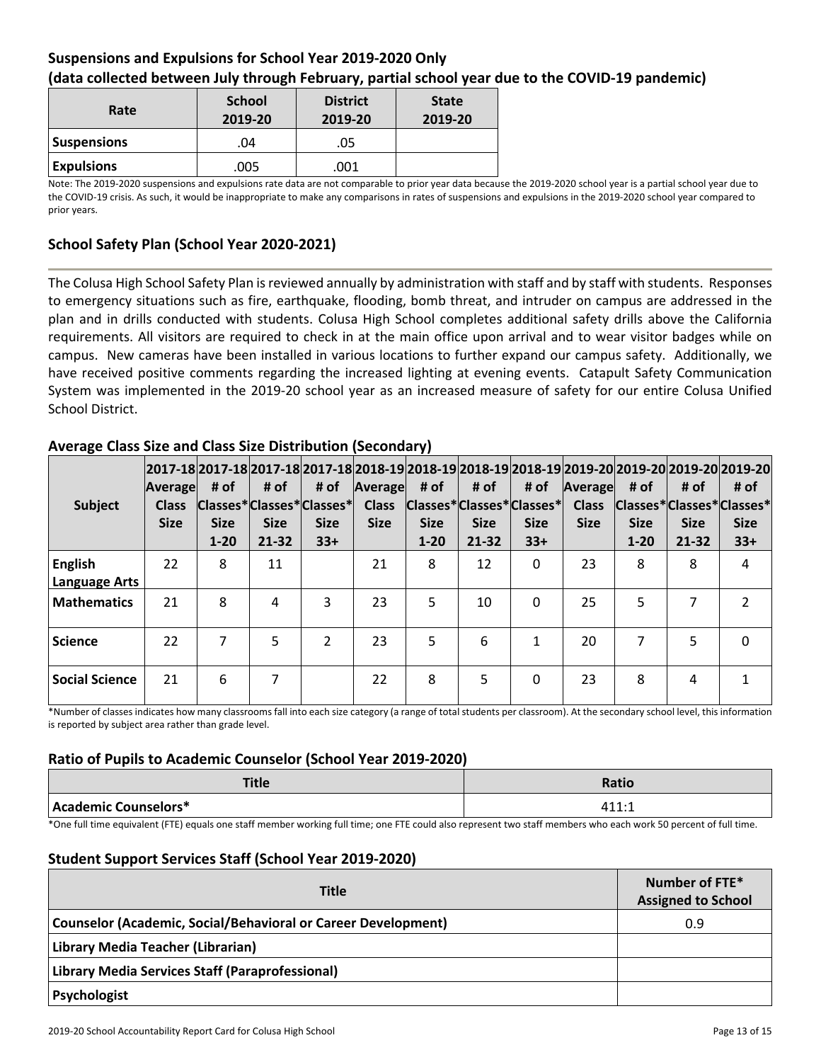## Suspensions and Expulsions for School Year 2019-2020 Only
## (data collected between July through February, partial school year due to the COVID-19 pandemic)

| Rate | School 2019-20 | District 2019-20 | State 2019-20 |
|---|---|---|---|
| Suspensions | .04 | .05 | |
| Expulsions | .005 | .001 | |

Note: The 2019-2020 suspensions and expulsions rate data are not comparable to prior year data because the 2019-2020 school year is a partial school year due to the COVID-19 crisis. As such, it would be inappropriate to make any comparisons in rates of suspensions and expulsions in the 2019-2020 school year compared to prior years.

## School Safety Plan (School Year 2020-2021)

The Colusa High School Safety Plan is reviewed annually by administration with staff and by staff with students. Responses to emergency situations such as fire, earthquake, flooding, bomb threat, and intruder on campus are addressed in the plan and in drills conducted with students. Colusa High School completes additional safety drills above the California requirements. All visitors are required to check in at the main office upon arrival and to wear visitor badges while on campus. New cameras have been installed in various locations to further expand our campus safety. Additionally, we have received positive comments regarding the increased lighting at evening events. Catapult Safety Communication System was implemented in the 2019-20 school year as an increased measure of safety for our entire Colusa Unified School District.

## Average Class Size and Class Size Distribution (Secondary)

| Subject | 2017-18 Average Class Size | 2017-18 # of Classes* Size 1-20 | 2017-18 # of Classes* Size 21-32 | 2017-18 # of Classes* Size 33+ | 2018-19 Average Class Size | 2018-19 # of Classes* Size 1-20 | 2018-19 # of Classes* Size 21-32 | 2018-19 # of Classes* Size 33+ | 2019-20 Average Class Size | 2019-20 # of Classes* Size 1-20 | 2019-20 # of Classes* Size 21-32 | 2019-20 # of Classes* Size 33+ |
|---|---|---|---|---|---|---|---|---|---|---|---|---|
| English Language Arts | 22 | 8 | 11 | | 21 | 8 | 12 | 0 | 23 | 8 | 8 | 4 |
| Mathematics | 21 | 8 | 4 | 3 | 23 | 5 | 10 | 0 | 25 | 5 | 7 | 2 |
| Science | 22 | 7 | 5 | 2 | 23 | 5 | 6 | 1 | 20 | 7 | 5 | 0 |
| Social Science | 21 | 6 | 7 | | 22 | 8 | 5 | 0 | 23 | 8 | 4 | 1 |

*Number of classes indicates how many classrooms fall into each size category (a range of total students per classroom). At the secondary school level, this information is reported by subject area rather than grade level.

## Ratio of Pupils to Academic Counselor (School Year 2019-2020)

| Title | Ratio |
|---|---|
| Academic Counselors* | 411:1 |

*One full time equivalent (FTE) equals one staff member working full time; one FTE could also represent two staff members who each work 50 percent of full time.

## Student Support Services Staff (School Year 2019-2020)

| Title | Number of FTE* Assigned to School |
|---|---|
| Counselor (Academic, Social/Behavioral or Career Development) | 0.9 |
| Library Media Teacher (Librarian) | |
| Library Media Services Staff (Paraprofessional) | |
| Psychologist | |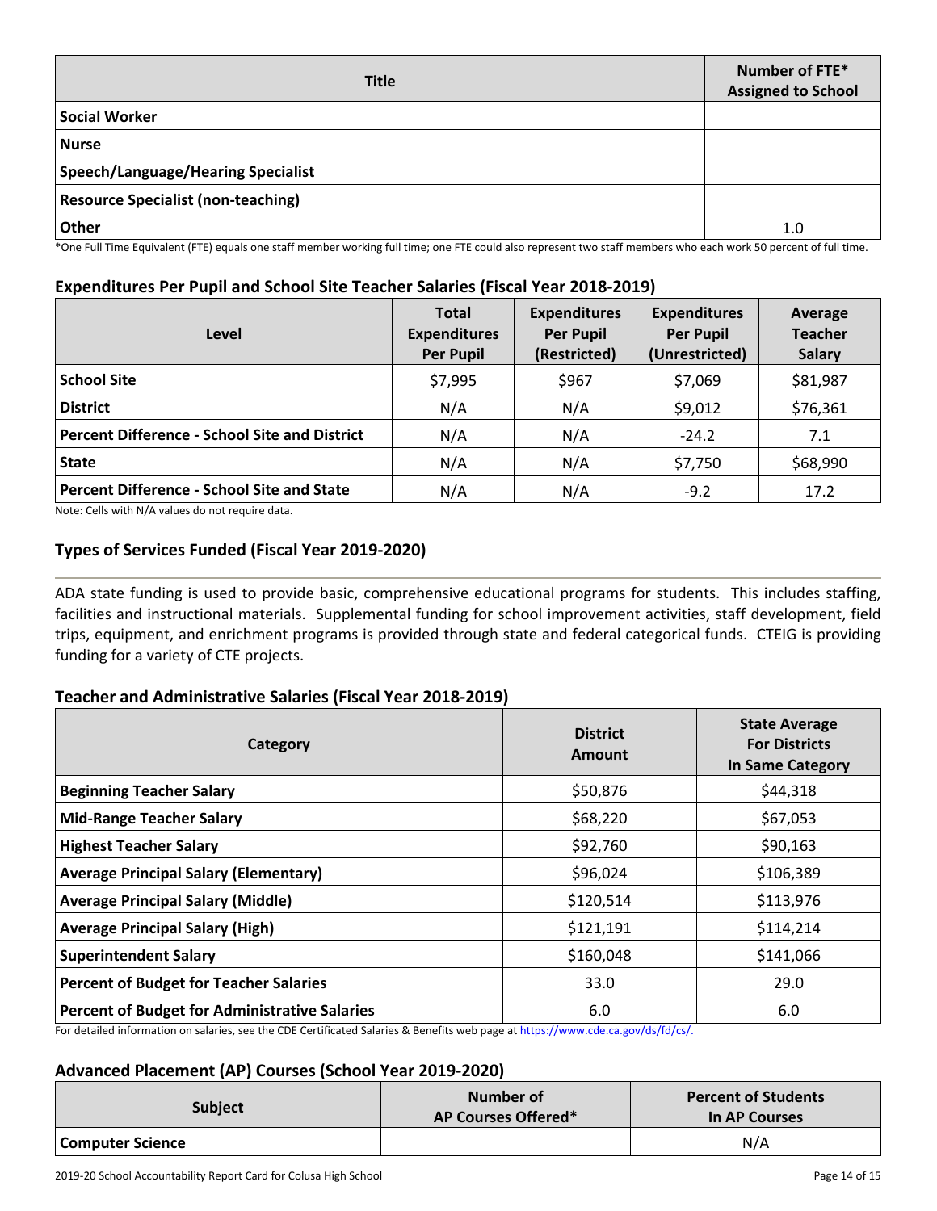| Title | Number of FTE* Assigned to School |
|---|---|
| Social Worker | |
| Nurse | |
| Speech/Language/Hearing Specialist | |
| Resource Specialist (non-teaching) | |
| Other | 1.0 |

*One Full Time Equivalent (FTE) equals one staff member working full time; one FTE could also represent two staff members who each work 50 percent of full time.

### Expenditures Per Pupil and School Site Teacher Salaries (Fiscal Year 2018-2019)

| Level | Total Expenditures Per Pupil | Expenditures Per Pupil (Restricted) | Expenditures Per Pupil (Unrestricted) | Average Teacher Salary |
|---|---|---|---|---|
| School Site | $7,995 | $967 | $7,069 | $81,987 |
| District | N/A | N/A | $9,012 | $76,361 |
| Percent Difference - School Site and District | N/A | N/A | -24.2 | 7.1 |
| State | N/A | N/A | $7,750 | $68,990 |
| Percent Difference - School Site and State | N/A | N/A | -9.2 | 17.2 |

Note: Cells with N/A values do not require data.

### Types of Services Funded (Fiscal Year 2019-2020)

ADA state funding is used to provide basic, comprehensive educational programs for students. This includes staffing, facilities and instructional materials. Supplemental funding for school improvement activities, staff development, field trips, equipment, and enrichment programs is provided through state and federal categorical funds. CTEIG is providing funding for a variety of CTE projects.

### Teacher and Administrative Salaries (Fiscal Year 2018-2019)

| Category | District Amount | State Average For Districts In Same Category |
|---|---|---|
| Beginning Teacher Salary | $50,876 | $44,318 |
| Mid-Range Teacher Salary | $68,220 | $67,053 |
| Highest Teacher Salary | $92,760 | $90,163 |
| Average Principal Salary (Elementary) | $96,024 | $106,389 |
| Average Principal Salary (Middle) | $120,514 | $113,976 |
| Average Principal Salary (High) | $121,191 | $114,214 |
| Superintendent Salary | $160,048 | $141,066 |
| Percent of Budget for Teacher Salaries | 33.0 | 29.0 |
| Percent of Budget for Administrative Salaries | 6.0 | 6.0 |

For detailed information on salaries, see the CDE Certificated Salaries & Benefits web page at https://www.cde.ca.gov/ds/fd/cs/.

### Advanced Placement (AP) Courses (School Year 2019-2020)

| Subject | Number of AP Courses Offered* | Percent of Students In AP Courses |
|---|---|---|
| Computer Science | | N/A |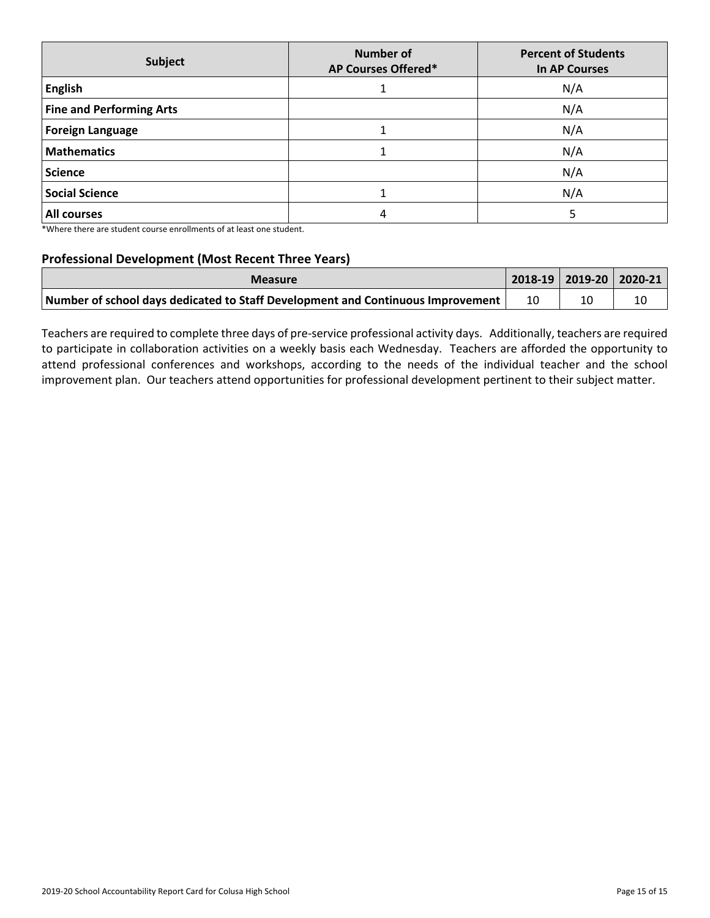| Subject | Number of AP Courses Offered* | Percent of Students In AP Courses |
|---|---|---|
| **English** | 1 | N/A |
| **Fine and Performing Arts** | | N/A |
| **Foreign Language** | 1 | N/A |
| **Mathematics** | 1 | N/A |
| **Science** | | N/A |
| **Social Science** | 1 | N/A |
| **All courses** | 4 | 5 |

*Where there are student course enrollments of at least one student.

### Professional Development (Most Recent Three Years)

| Measure | 2018-19 | 2019-20 | 2020-21 |
|---|---|---|---|
| **Number of school days dedicated to Staff Development and Continuous Improvement** | 10 | 10 | 10 |

Teachers are required to complete three days of pre-service professional activity days. Additionally, teachers are required to participate in collaboration activities on a weekly basis each Wednesday. Teachers are afforded the opportunity to attend professional conferences and workshops, according to the needs of the individual teacher and the school improvement plan. Our teachers attend opportunities for professional development pertinent to their subject matter.